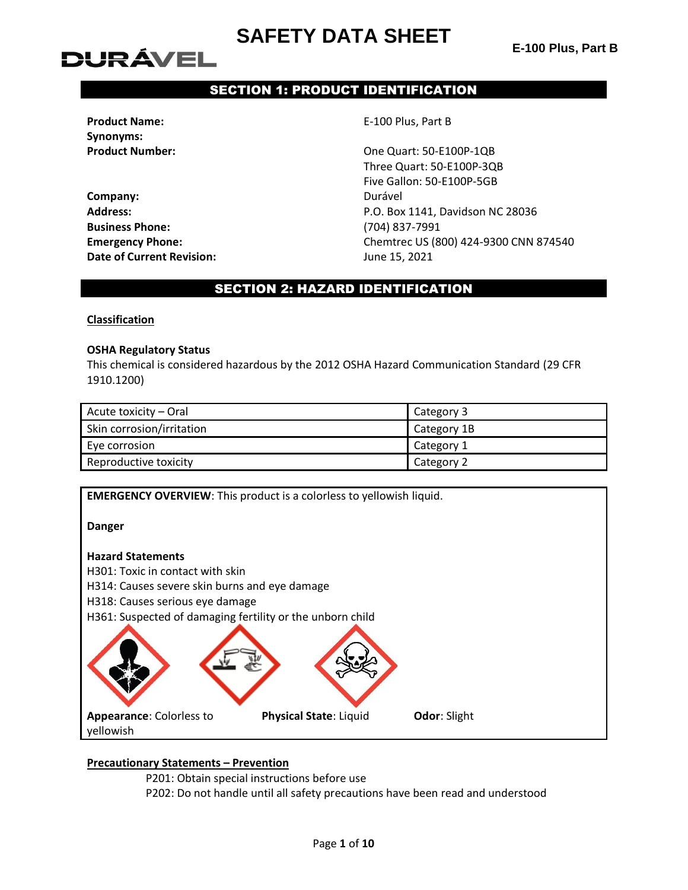# SAFETY DATA SHEET

**E-100 Plus, Part B**

## SECTION 1: PRODUCT IDENTIFICATION

| | |
|---|---|
| **Product Name:** | E-100 Plus, Part B |
| **Synonyms:** | |
| **Product Number:** | One Quart: 50-E100P-1QB<br>Three Quart: 50-E100P-3QB<br>Five Gallon: 50-E100P-5GB |
| **Company:** | Durável |
| **Address:** | P.O. Box 1141, Davidson NC 28036 |
| **Business Phone:** | (704) 837-7991 |
| **Emergency Phone:** | Chemtrec US (800) 424-9300 CNN 874540 |
| **Date of Current Revision:** | June 15, 2021 |

## SECTION 2: HAZARD IDENTIFICATION

### Classification

**OSHA Regulatory Status**

This chemical is considered hazardous by the 2012 OSHA Hazard Communication Standard (29 CFR 1910.1200)

| | |
|---|---|
| Acute toxicity – Oral | Category 3 |
| Skin corrosion/irritation | Category 1B |
| Eye corrosion | Category 1 |
| Reproductive toxicity | Category 2 |

**EMERGENCY OVERVIEW**: This product is a colorless to yellowish liquid.

**Danger**

**Hazard Statements**

H301: Toxic in contact with skin
H314: Causes severe skin burns and eye damage
H318: Causes serious eye damage
H361: Suspected of damaging fertility or the unborn child

**Appearance**: Colorless to yellowish **Physical State**: Liquid **Odor**: Slight

**Precautionary Statements – Prevention**

P201: Obtain special instructions before use
P202: Do not handle until all safety precautions have been read and understood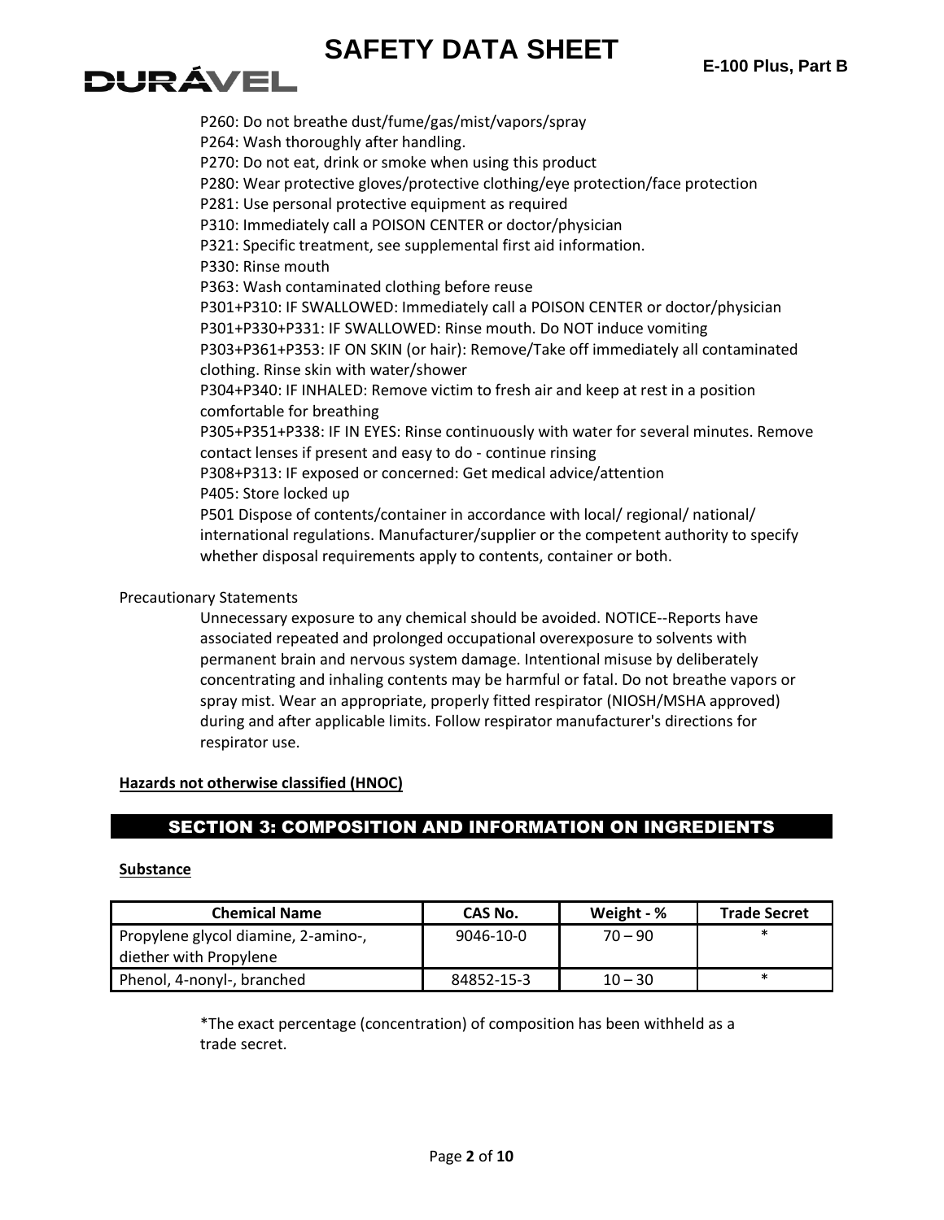P260: Do not breathe dust/fume/gas/mist/vapors/spray
P264: Wash thoroughly after handling.
P270: Do not eat, drink or smoke when using this product
P280: Wear protective gloves/protective clothing/eye protection/face protection
P281: Use personal protective equipment as required
P310: Immediately call a POISON CENTER or doctor/physician
P321: Specific treatment, see supplemental first aid information.
P330: Rinse mouth
P363: Wash contaminated clothing before reuse
P301+P310: IF SWALLOWED: Immediately call a POISON CENTER or doctor/physician
P301+P330+P331: IF SWALLOWED: Rinse mouth. Do NOT induce vomiting
P303+P361+P353: IF ON SKIN (or hair): Remove/Take off immediately all contaminated clothing. Rinse skin with water/shower
P304+P340: IF INHALED: Remove victim to fresh air and keep at rest in a position comfortable for breathing
P305+P351+P338: IF IN EYES: Rinse continuously with water for several minutes. Remove contact lenses if present and easy to do - continue rinsing
P308+P313: IF exposed or concerned: Get medical advice/attention
P405: Store locked up
P501 Dispose of contents/container in accordance with local/ regional/ national/ international regulations. Manufacturer/supplier or the competent authority to specify whether disposal requirements apply to contents, container or both.

Precautionary Statements

Unnecessary exposure to any chemical should be avoided. NOTICE--Reports have associated repeated and prolonged occupational overexposure to solvents with permanent brain and nervous system damage. Intentional misuse by deliberately concentrating and inhaling contents may be harmful or fatal. Do not breathe vapors or spray mist. Wear an appropriate, properly fitted respirator (NIOSH/MSHA approved) during and after applicable limits. Follow respirator manufacturer's directions for respirator use.

**Hazards not otherwise classified (HNOC)**

## SECTION 3: COMPOSITION AND INFORMATION ON INGREDIENTS

**Substance**

| Chemical Name | CAS No. | Weight - % | Trade Secret |
|---|---|---|---|
| Propylene glycol diamine, 2-amino-, diether with Propylene | 9046-10-0 | 70 – 90 | * |
| Phenol, 4-nonyl-, branched | 84852-15-3 | 10 – 30 | * |

*The exact percentage (concentration) of composition has been withheld as a trade secret.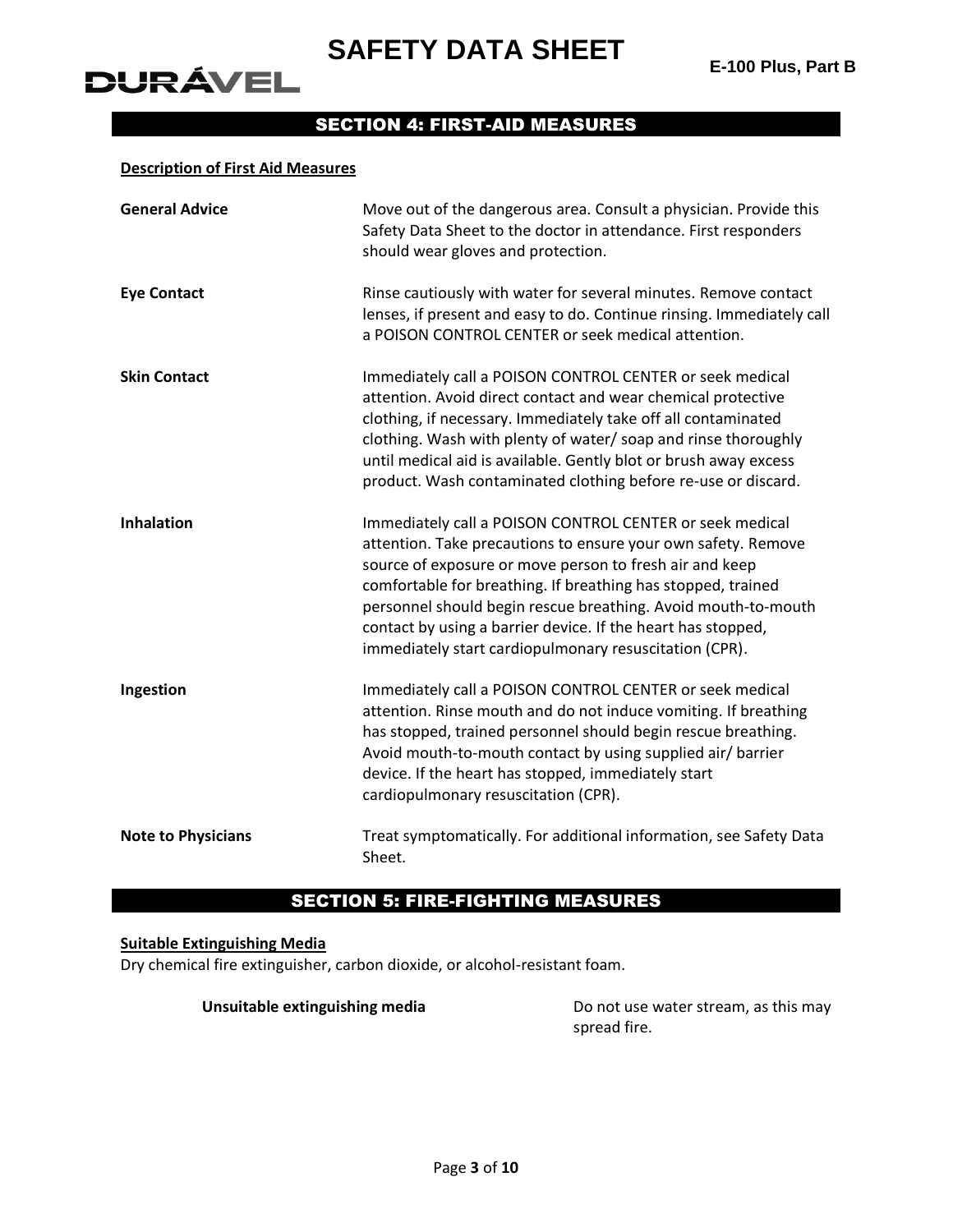## SECTION 4: FIRST-AID MEASURES

**Description of First Aid Measures**

| | |
|---|---|
| **General Advice** | Move out of the dangerous area. Consult a physician. Provide this Safety Data Sheet to the doctor in attendance. First responders should wear gloves and protection. |
| **Eye Contact** | Rinse cautiously with water for several minutes. Remove contact lenses, if present and easy to do. Continue rinsing. Immediately call a POISON CONTROL CENTER or seek medical attention. |
| **Skin Contact** | Immediately call a POISON CONTROL CENTER or seek medical attention. Avoid direct contact and wear chemical protective clothing, if necessary. Immediately take off all contaminated clothing. Wash with plenty of water/ soap and rinse thoroughly until medical aid is available. Gently blot or brush away excess product. Wash contaminated clothing before re-use or discard. |
| **Inhalation** | Immediately call a POISON CONTROL CENTER or seek medical attention. Take precautions to ensure your own safety. Remove source of exposure or move person to fresh air and keep comfortable for breathing. If breathing has stopped, trained personnel should begin rescue breathing. Avoid mouth-to-mouth contact by using a barrier device. If the heart has stopped, immediately start cardiopulmonary resuscitation (CPR). |
| **Ingestion** | Immediately call a POISON CONTROL CENTER or seek medical attention. Rinse mouth and do not induce vomiting. If breathing has stopped, trained personnel should begin rescue breathing. Avoid mouth-to-mouth contact by using supplied air/ barrier device. If the heart has stopped, immediately start cardiopulmonary resuscitation (CPR). |
| **Note to Physicians** | Treat symptomatically. For additional information, see Safety Data Sheet. |

## SECTION 5: FIRE-FIGHTING MEASURES

**Suitable Extinguishing Media**

Dry chemical fire extinguisher, carbon dioxide, or alcohol-resistant foam.

| | |
|---|---|
| **Unsuitable extinguishing media** | Do not use water stream, as this may spread fire. |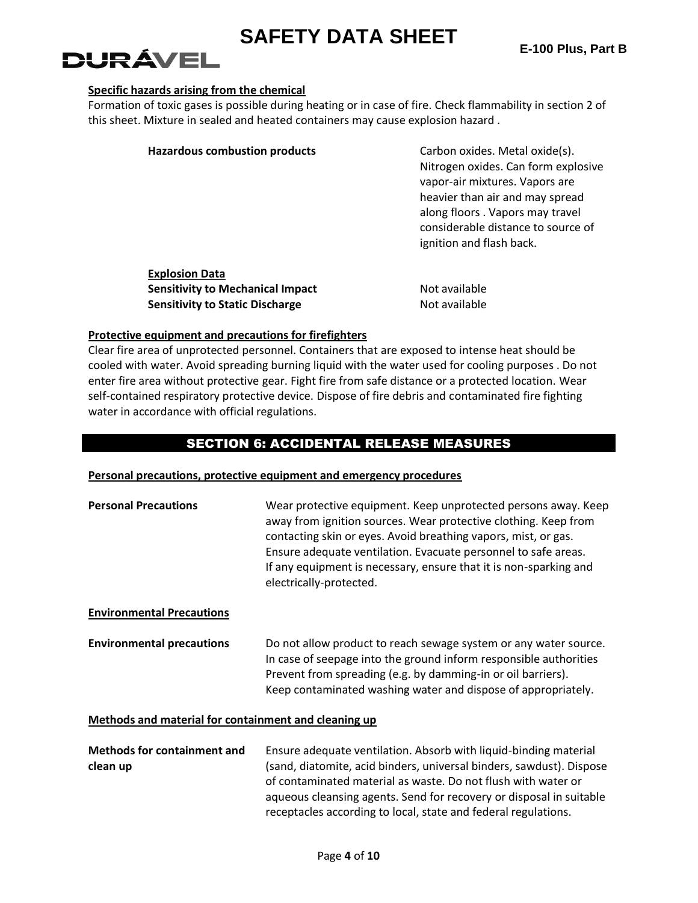**Specific hazards arising from the chemical**

Formation of toxic gases is possible during heating or in case of fire. Check flammability in section 2 of this sheet. Mixture in sealed and heated containers may cause explosion hazard .

| | |
|---|---|
| **Hazardous combustion products** | Carbon oxides. Metal oxide(s). Nitrogen oxides. Can form explosive vapor-air mixtures. Vapors are heavier than air and may spread along floors . Vapors may travel considerable distance to source of ignition and flash back. |

**Explosion Data**

| | |
|---|---|
| **Sensitivity to Mechanical Impact** | Not available |
| **Sensitivity to Static Discharge** | Not available |

**Protective equipment and precautions for firefighters**

Clear fire area of unprotected personnel. Containers that are exposed to intense heat should be cooled with water. Avoid spreading burning liquid with the water used for cooling purposes . Do not enter fire area without protective gear. Fight fire from safe distance or a protected location. Wear self-contained respiratory protective device. Dispose of fire debris and contaminated fire fighting water in accordance with official regulations.

## SECTION 6: ACCIDENTAL RELEASE MEASURES

**Personal precautions, protective equipment and emergency procedures**

| | |
|---|---|
| **Personal Precautions** | Wear protective equipment. Keep unprotected persons away. Keep away from ignition sources. Wear protective clothing. Keep from contacting skin or eyes. Avoid breathing vapors, mist, or gas. Ensure adequate ventilation. Evacuate personnel to safe areas. If any equipment is necessary, ensure that it is non-sparking and electrically-protected. |

**Environmental Precautions**

| | |
|---|---|
| **Environmental precautions** | Do not allow product to reach sewage system or any water source. In case of seepage into the ground inform responsible authorities Prevent from spreading (e.g. by damming-in or oil barriers). Keep contaminated washing water and dispose of appropriately. |

**Methods and material for containment and cleaning up**

| | |
|---|---|
| **Methods for containment and clean up** | Ensure adequate ventilation. Absorb with liquid-binding material (sand, diatomite, acid binders, universal binders, sawdust). Dispose of contaminated material as waste. Do not flush with water or aqueous cleansing agents. Send for recovery or disposal in suitable receptacles according to local, state and federal regulations. |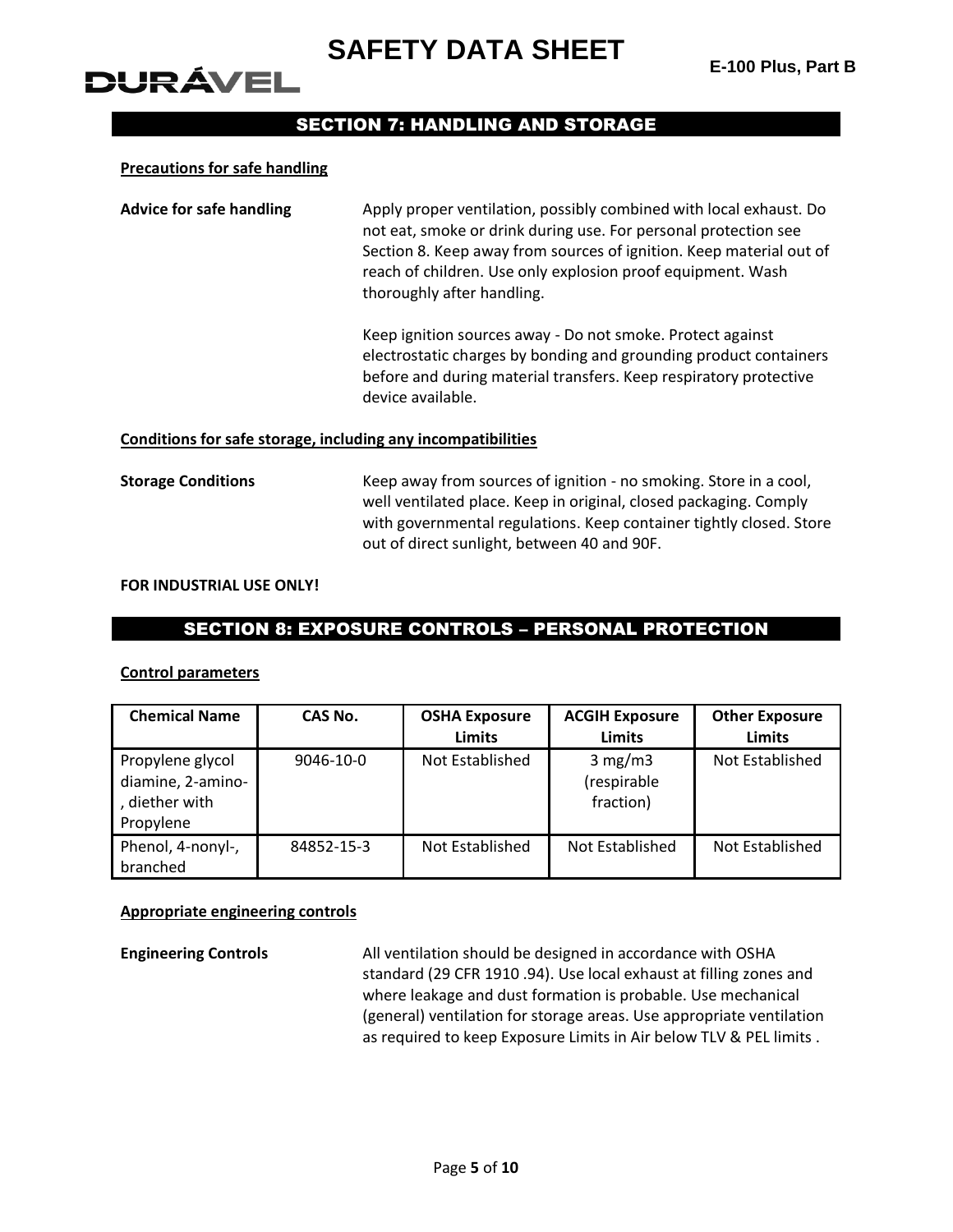## SECTION 7: HANDLING AND STORAGE

**Precautions for safe handling**

**Advice for safe handling**

Apply proper ventilation, possibly combined with local exhaust. Do not eat, smoke or drink during use. For personal protection see Section 8. Keep away from sources of ignition. Keep material out of reach of children. Use only explosion proof equipment. Wash thoroughly after handling.

Keep ignition sources away - Do not smoke. Protect against electrostatic charges by bonding and grounding product containers before and during material transfers. Keep respiratory protective device available.

**Conditions for safe storage, including any incompatibilities**

**Storage Conditions**

Keep away from sources of ignition - no smoking. Store in a cool, well ventilated place. Keep in original, closed packaging. Comply with governmental regulations. Keep container tightly closed. Store out of direct sunlight, between 40 and 90F.

**FOR INDUSTRIAL USE ONLY!**

## SECTION 8: EXPOSURE CONTROLS – PERSONAL PROTECTION

**Control parameters**

| Chemical Name | CAS No. | OSHA Exposure Limits | ACGIH Exposure Limits | Other Exposure Limits |
|---|---|---|---|---|
| Propylene glycol diamine, 2-amino-, diether with Propylene | 9046-10-0 | Not Established | 3 mg/m3 (respirable fraction) | Not Established |
| Phenol, 4-nonyl-, branched | 84852-15-3 | Not Established | Not Established | Not Established |

**Appropriate engineering controls**

**Engineering Controls**

All ventilation should be designed in accordance with OSHA standard (29 CFR 1910 .94). Use local exhaust at filling zones and where leakage and dust formation is probable. Use mechanical (general) ventilation for storage areas. Use appropriate ventilation as required to keep Exposure Limits in Air below TLV & PEL limits .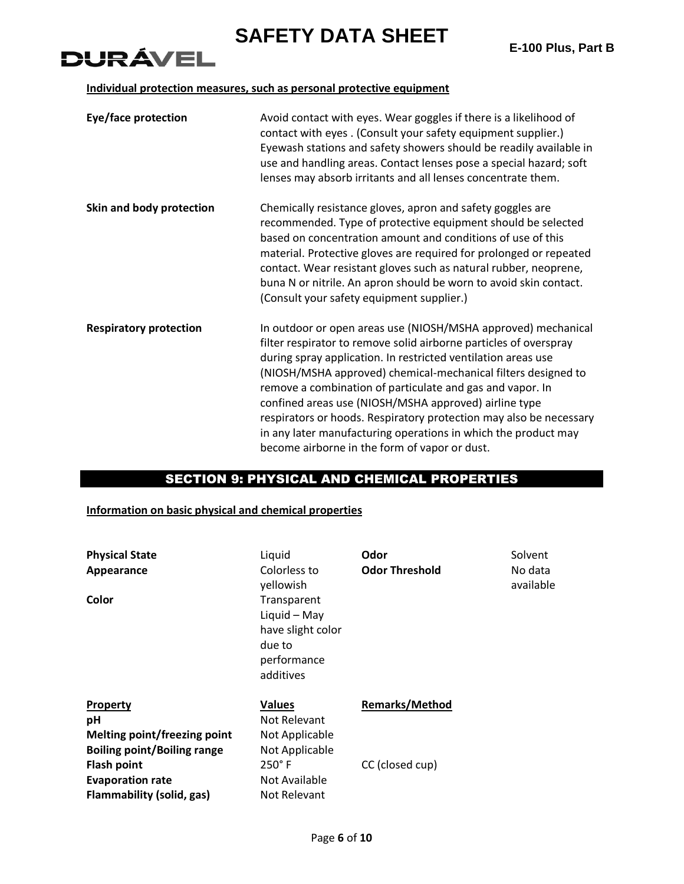**Individual protection measures, such as personal protective equipment**

| | |
|---|---|
| **Eye/face protection** | Avoid contact with eyes. Wear goggles if there is a likelihood of contact with eyes . (Consult your safety equipment supplier.) Eyewash stations and safety showers should be readily available in use and handling areas. Contact lenses pose a special hazard; soft lenses may absorb irritants and all lenses concentrate them. |
| **Skin and body protection** | Chemically resistance gloves, apron and safety goggles are recommended. Type of protective equipment should be selected based on concentration amount and conditions of use of this material. Protective gloves are required for prolonged or repeated contact. Wear resistant gloves such as natural rubber, neoprene, buna N or nitrile. An apron should be worn to avoid skin contact. (Consult your safety equipment supplier.) |
| **Respiratory protection** | In outdoor or open areas use (NIOSH/MSHA approved) mechanical filter respirator to remove solid airborne particles of overspray during spray application. In restricted ventilation areas use (NIOSH/MSHA approved) chemical-mechanical filters designed to remove a combination of particulate and gas and vapor. In confined areas use (NIOSH/MSHA approved) airline type respirators or hoods. Respiratory protection may also be necessary in any later manufacturing operations in which the product may become airborne in the form of vapor or dust. |

## SECTION 9: PHYSICAL AND CHEMICAL PROPERTIES

**Information on basic physical and chemical properties**

| | | | |
|---|---|---|---|
| **Physical State** | Liquid | **Odor** | Solvent |
| **Appearance** | Colorless to yellowish | **Odor Threshold** | No data available |
| **Color** | Transparent Liquid – May have slight color due to performance additives | | |

| Property | Values | Remarks/Method |
|---|---|---|
| **pH** | Not Relevant | |
| **Melting point/freezing point** | Not Applicable | |
| **Boiling point/Boiling range** | Not Applicable | |
| **Flash point** | 250° F | CC (closed cup) |
| **Evaporation rate** | Not Available | |
| **Flammability (solid, gas)** | Not Relevant | |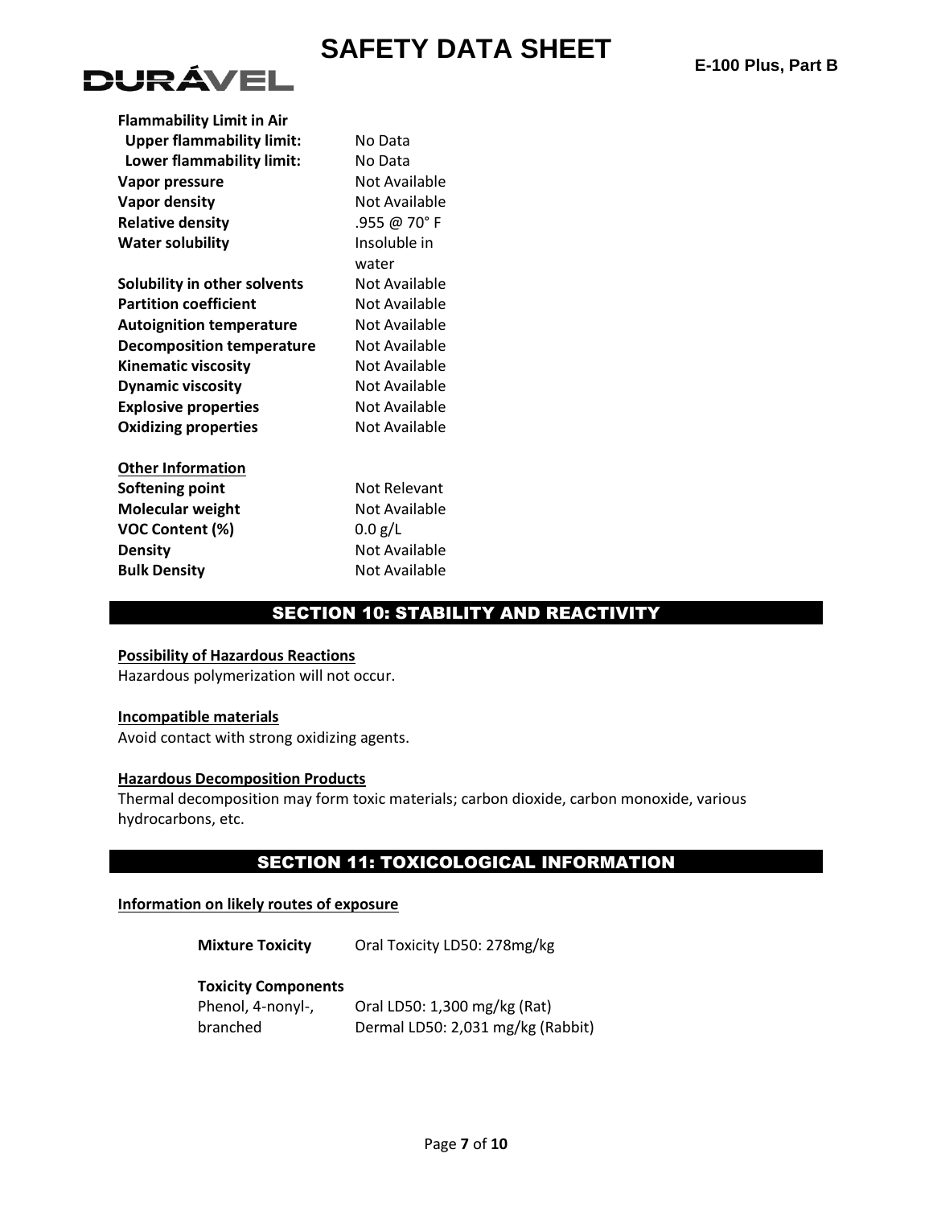| Flammability Limit in Air | |
|---|---|
| **Upper flammability limit:** | No Data |
| **Lower flammability limit:** | No Data |
| **Vapor pressure** | Not Available |
| **Vapor density** | Not Available |
| **Relative density** | .955 @ 70° F |
| **Water solubility** | Insoluble in water |
| **Solubility in other solvents** | Not Available |
| **Partition coefficient** | Not Available |
| **Autoignition temperature** | Not Available |
| **Decomposition temperature** | Not Available |
| **Kinematic viscosity** | Not Available |
| **Dynamic viscosity** | Not Available |
| **Explosive properties** | Not Available |
| **Oxidizing properties** | Not Available |

**Other Information**

| | |
|---|---|
| **Softening point** | Not Relevant |
| **Molecular weight** | Not Available |
| **VOC Content (%)** | 0.0 g/L |
| **Density** | Not Available |
| **Bulk Density** | Not Available |

## SECTION 10: STABILITY AND REACTIVITY

**Possibility of Hazardous Reactions**
Hazardous polymerization will not occur.

**Incompatible materials**
Avoid contact with strong oxidizing agents.

**Hazardous Decomposition Products**
Thermal decomposition may form toxic materials; carbon dioxide, carbon monoxide, various hydrocarbons, etc.

## SECTION 11: TOXICOLOGICAL INFORMATION

**Information on likely routes of exposure**

**Mixture Toxicity** Oral Toxicity LD50: 278mg/kg

**Toxicity Components**

| | |
|---|---|
| Phenol, 4-nonyl-, branched | Oral LD50: 1,300 mg/kg (Rat)<br>Dermal LD50: 2,031 mg/kg (Rabbit) |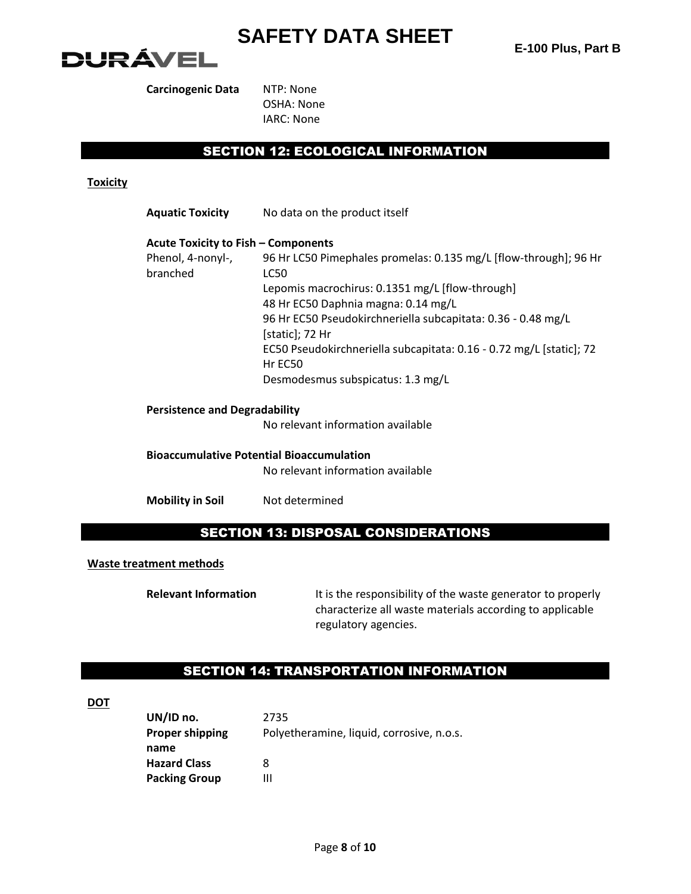**Carcinogenic Data** NTP: None
OSHA: None
IARC: None

## SECTION 12: ECOLOGICAL INFORMATION

**Toxicity**

**Aquatic Toxicity** No data on the product itself

**Acute Toxicity to Fish – Components**

| | |
|---|---|
| Phenol, 4-nonyl-, branched | 96 Hr LC50 Pimephales promelas: 0.135 mg/L [flow-through]; 96 Hr LC50 Lepomis macrochirus: 0.1351 mg/L [flow-through] 48 Hr EC50 Daphnia magna: 0.14 mg/L 96 Hr EC50 Pseudokirchneriella subcapitata: 0.36 - 0.48 mg/L [static]; 72 Hr EC50 Pseudokirchneriella subcapitata: 0.16 - 0.72 mg/L [static]; 72 Hr EC50 Desmodesmus subspicatus: 1.3 mg/L |

**Persistence and Degradability**
No relevant information available

**Bioaccumulative Potential Bioaccumulation**
No relevant information available

**Mobility in Soil** Not determined

## SECTION 13: DISPOSAL CONSIDERATIONS

**Waste treatment methods**

**Relevant Information** It is the responsibility of the waste generator to properly characterize all waste materials according to applicable regulatory agencies.

## SECTION 14: TRANSPORTATION INFORMATION

**DOT**

| | |
|---|---|
| **UN/ID no.** | 2735 |
| **Proper shipping name** | Polyetheramine, liquid, corrosive, n.o.s. |
| **Hazard Class** | 8 |
| **Packing Group** | III |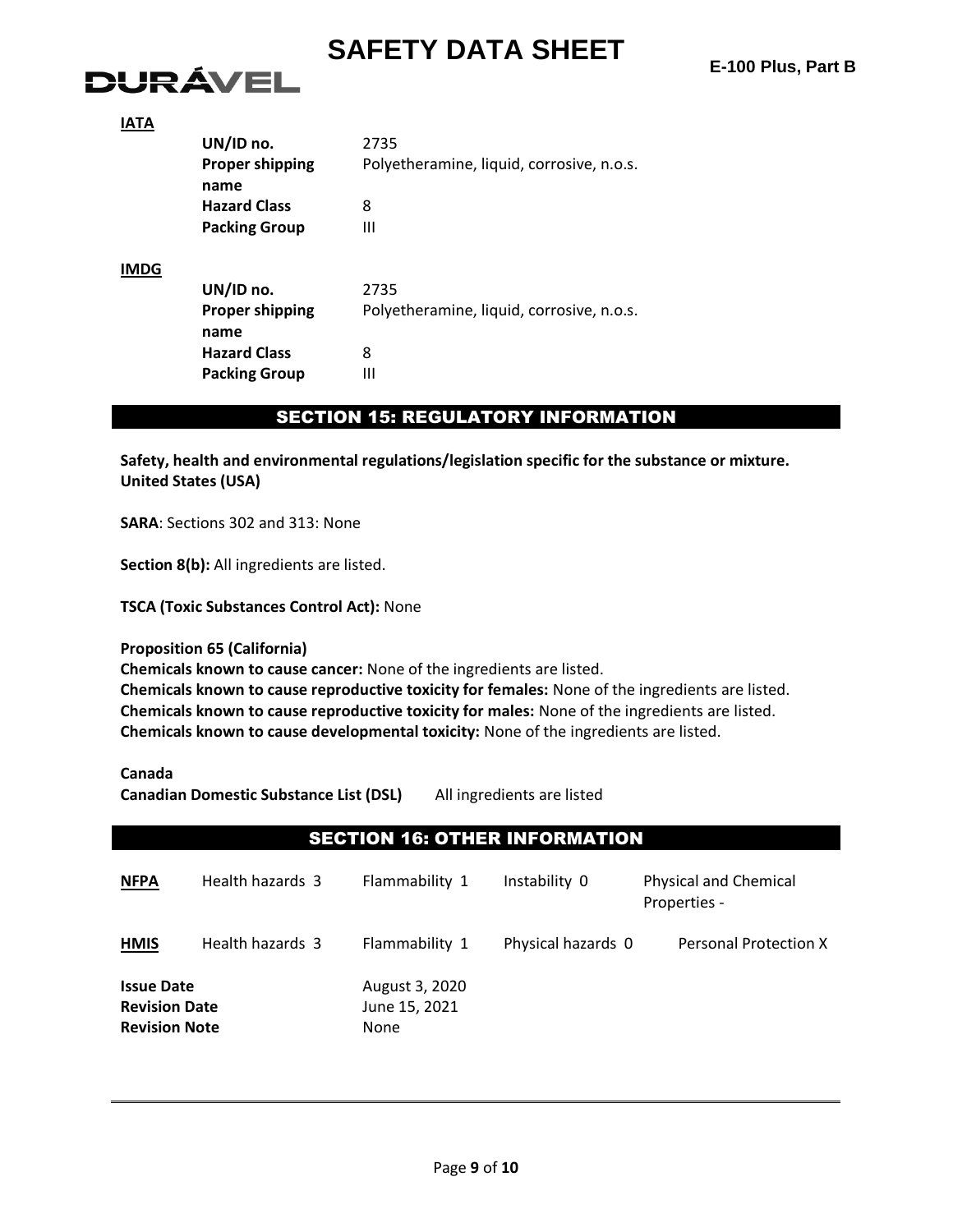**IATA**

| | |
|---|---|
| **UN/ID no.** | 2735 |
| **Proper shipping name** | Polyetheramine, liquid, corrosive, n.o.s. |
| **Hazard Class** | 8 |
| **Packing Group** | III |

**IMDG**

| | |
|---|---|
| **UN/ID no.** | 2735 |
| **Proper shipping name** | Polyetheramine, liquid, corrosive, n.o.s. |
| **Hazard Class** | 8 |
| **Packing Group** | III |

## SECTION 15: REGULATORY INFORMATION

**Safety, health and environmental regulations/legislation specific for the substance or mixture.**
**United States (USA)**

**SARA**: Sections 302 and 313: None

**Section 8(b):** All ingredients are listed.

**TSCA (Toxic Substances Control Act):** None

**Proposition 65 (California)**
**Chemicals known to cause cancer:** None of the ingredients are listed.
**Chemicals known to cause reproductive toxicity for females:** None of the ingredients are listed.
**Chemicals known to cause reproductive toxicity for males:** None of the ingredients are listed.
**Chemicals known to cause developmental toxicity:** None of the ingredients are listed.

**Canada**
**Canadian Domestic Substance List (DSL)** All ingredients are listed

## SECTION 16: OTHER INFORMATION

| | | | | |
|---|---|---|---|---|
| **NFPA** | Health hazards 3 | Flammability 1 | Instability 0 | Physical and Chemical Properties - |
| **HMIS** | Health hazards 3 | Flammability 1 | Physical hazards 0 | Personal Protection X |

| | |
|---|---|
| **Issue Date** | August 3, 2020 |
| **Revision Date** | June 15, 2021 |
| **Revision Note** | None |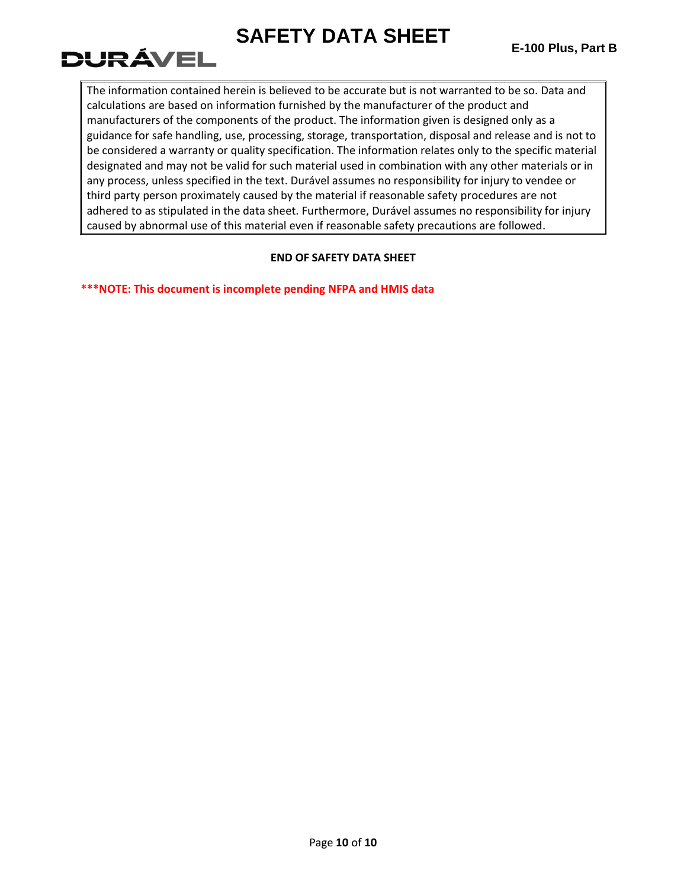The information contained herein is believed to be accurate but is not warranted to be so. Data and calculations are based on information furnished by the manufacturer of the product and manufacturers of the components of the product. The information given is designed only as a guidance for safe handling, use, processing, storage, transportation, disposal and release and is not to be considered a warranty or quality specification. The information relates only to the specific material designated and may not be valid for such material used in combination with any other materials or in any process, unless specified in the text. Durável assumes no responsibility for injury to vendee or third party person proximately caused by the material if reasonable safety procedures are not adhered to as stipulated in the data sheet. Furthermore, Durável assumes no responsibility for injury caused by abnormal use of this material even if reasonable safety precautions are followed.

**END OF SAFETY DATA SHEET**

**\*\*\*NOTE: This document is incomplete pending NFPA and HMIS data**